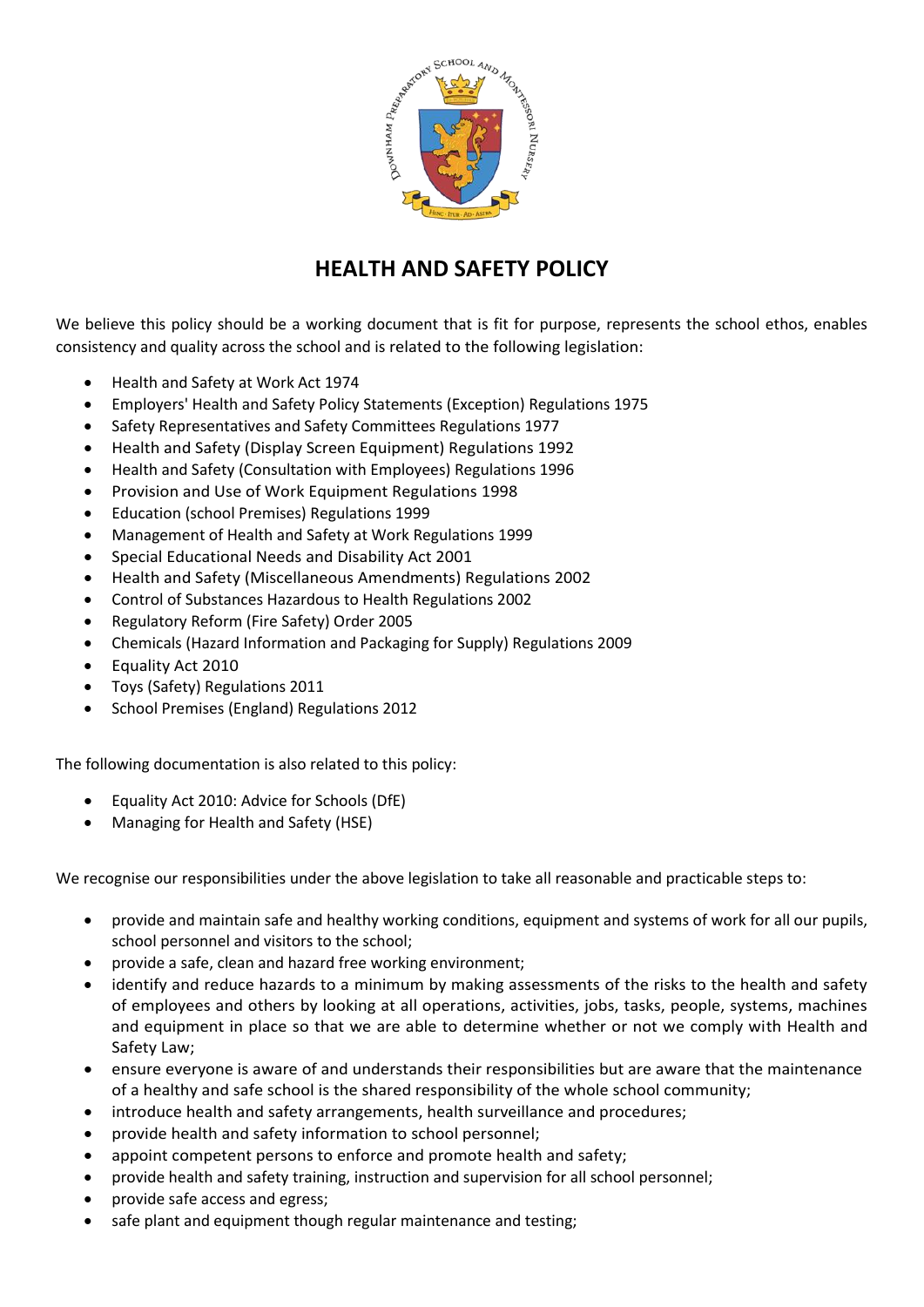# HEALTH AND SAFETY POLICY

We believe this policy should be a working document that is fit for purpose, represents the school ethos, enables consistency and quality across the school and is related to the following legislation:

- Health and Safety at Work Act 1974
- Employers' Health and Safety Policy Statements (Exception) Regulations 1975
- Safety Representatives and Safety Committees Regulations 1977
- Health and Safety (Display Screen Equipment) Regulations 1992
- Health and Safety (Consultation with Employees) Regulations 1996
- Provision and Use of Work Equipment Regulations 1998
- Education (school Premises) Regulations 1999
- Management of Health and Safety at Work Regulations 1999
- Special Educational Needs and Disability Act 2001
- Health and Safety (Miscellaneous Amendments) Regulations 2002
- Control of Substances Hazardous to Health Regulations 2002
- Regulatory Reform (Fire Safety) Order 2005
- Chemicals (Hazard Information and Packaging for Supply) Regulations 2009
- Equality Act 2010
- Toys (Safety) Regulations 2011
- School Premises (England) Regulations 2012

The following documentation is also related to this policy:

- Equality Act 2010: Advice for Schools (DfE)
- Managing for Health and Safety (HSE)

We recognise our responsibilities under the above legislation to take all reasonable and practicable steps to:

- provide and maintain safe and healthy working conditions, equipment and systems of work for all our pupils, school personnel and visitors to the school;
- provide a safe, clean and hazard free working environment;
- identify and reduce hazards to a minimum by making assessments of the risks to the health and safety of employees and others by looking at all operations, activities, jobs, tasks, people, systems, machines and equipment in place so that we are able to determine whether or not we comply with Health and Safety Law;
- ensure everyone is aware of and understands their responsibilities but are aware that the maintenance of a healthy and safe school is the shared responsibility of the whole school community;
- introduce health and safety arrangements, health surveillance and procedures;
- provide health and safety information to school personnel;
- appoint competent persons to enforce and promote health and safety;
- provide health and safety training, instruction and supervision for all school personnel;
- provide safe access and egress;
- safe plant and equipment though regular maintenance and testing;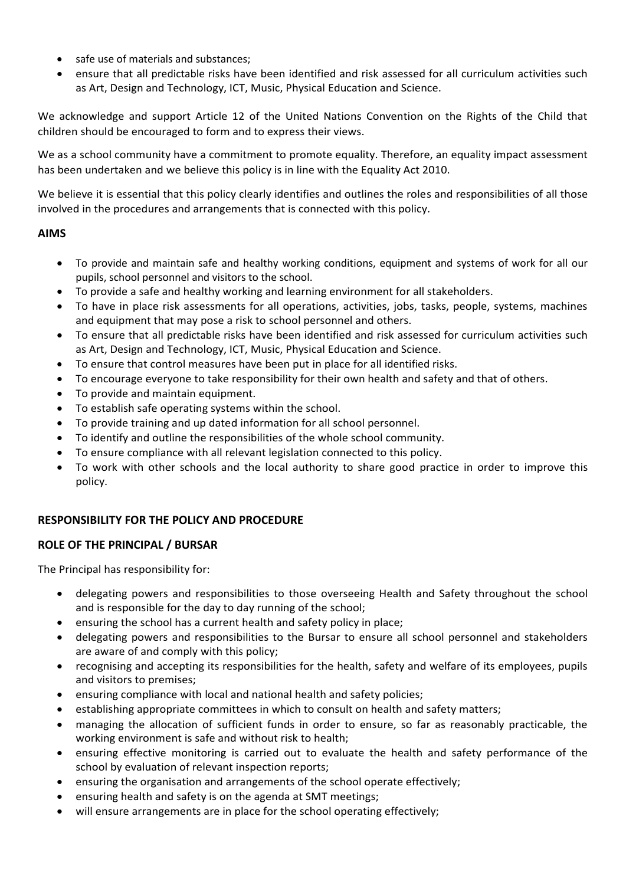- safe use of materials and substances;
- ensure that all predictable risks have been identified and risk assessed for all curriculum activities such as Art, Design and Technology, ICT, Music, Physical Education and Science.

We acknowledge and support Article 12 of the United Nations Convention on the Rights of the Child that children should be encouraged to form and to express their views.

We as a school community have a commitment to promote equality. Therefore, an equality impact assessment has been undertaken and we believe this policy is in line with the Equality Act 2010.

We believe it is essential that this policy clearly identifies and outlines the roles and responsibilities of all those involved in the procedures and arrangements that is connected with this policy.

## AIMS

- To provide and maintain safe and healthy working conditions, equipment and systems of work for all our pupils, school personnel and visitors to the school.
- To provide a safe and healthy working and learning environment for all stakeholders.
- To have in place risk assessments for all operations, activities, jobs, tasks, people, systems, machines and equipment that may pose a risk to school personnel and others.
- To ensure that all predictable risks have been identified and risk assessed for curriculum activities such as Art, Design and Technology, ICT, Music, Physical Education and Science.
- To ensure that control measures have been put in place for all identified risks.
- To encourage everyone to take responsibility for their own health and safety and that of others.
- To provide and maintain equipment.
- To establish safe operating systems within the school.
- To provide training and up dated information for all school personnel.
- To identify and outline the responsibilities of the whole school community.
- To ensure compliance with all relevant legislation connected to this policy.
- To work with other schools and the local authority to share good practice in order to improve this policy.

## RESPONSIBILITY FOR THE POLICY AND PROCEDURE

## ROLE OF THE PRINCIPAL / BURSAR

The Principal has responsibility for:

- delegating powers and responsibilities to those overseeing Health and Safety throughout the school and is responsible for the day to day running of the school;
- ensuring the school has a current health and safety policy in place;
- delegating powers and responsibilities to the Bursar to ensure all school personnel and stakeholders are aware of and comply with this policy;
- recognising and accepting its responsibilities for the health, safety and welfare of its employees, pupils and visitors to premises;
- ensuring compliance with local and national health and safety policies;
- establishing appropriate committees in which to consult on health and safety matters;
- managing the allocation of sufficient funds in order to ensure, so far as reasonably practicable, the working environment is safe and without risk to health;
- ensuring effective monitoring is carried out to evaluate the health and safety performance of the school by evaluation of relevant inspection reports;
- ensuring the organisation and arrangements of the school operate effectively;
- ensuring health and safety is on the agenda at SMT meetings;
- will ensure arrangements are in place for the school operating effectively;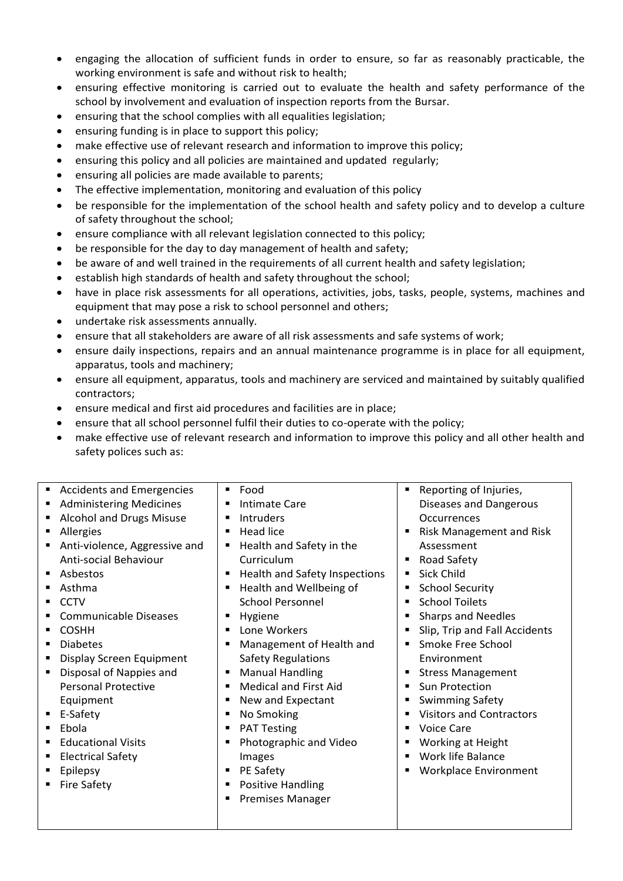- engaging the allocation of sufficient funds in order to ensure, so far as reasonably practicable, the working environment is safe and without risk to health;
- ensuring effective monitoring is carried out to evaluate the health and safety performance of the school by involvement and evaluation of inspection reports from the Bursar.
- ensuring that the school complies with all equalities legislation;
- ensuring funding is in place to support this policy;
- make effective use of relevant research and information to improve this policy;
- ensuring this policy and all policies are maintained and updated regularly;
- ensuring all policies are made available to parents;
- The effective implementation, monitoring and evaluation of this policy
- be responsible for the implementation of the school health and safety policy and to develop a culture of safety throughout the school;
- ensure compliance with all relevant legislation connected to this policy;
- be responsible for the day to day management of health and safety;
- be aware of and well trained in the requirements of all current health and safety legislation;
- establish high standards of health and safety throughout the school;
- have in place risk assessments for all operations, activities, jobs, tasks, people, systems, machines and equipment that may pose a risk to school personnel and others;
- undertake risk assessments annually.
- ensure that all stakeholders are aware of all risk assessments and safe systems of work;
- ensure daily inspections, repairs and an annual maintenance programme is in place for all equipment, apparatus, tools and machinery;
- ensure all equipment, apparatus, tools and machinery are serviced and maintained by suitably qualified contractors;
- ensure medical and first aid procedures and facilities are in place;
- ensure that all school personnel fulfil their duties to co-operate with the policy;
- make effective use of relevant research and information to improve this policy and all other health and safety polices such as:

| | | |
|---|---|---|
| ▪ Accidents and Emergencies<br>▪ Administering Medicines<br>▪ Alcohol and Drugs Misuse<br>▪ Allergies<br>▪ Anti-violence, Aggressive and Anti-social Behaviour<br>▪ Asbestos<br>▪ Asthma<br>▪ CCTV<br>▪ Communicable Diseases<br>▪ COSHH<br>▪ Diabetes<br>▪ Display Screen Equipment<br>▪ Disposal of Nappies and Personal Protective Equipment<br>▪ E-Safety<br>▪ Ebola<br>▪ Educational Visits<br>▪ Electrical Safety<br>▪ Epilepsy<br>▪ Fire Safety | ▪ Food<br>▪ Intimate Care<br>▪ Intruders<br>▪ Head lice<br>▪ Health and Safety in the Curriculum<br>▪ Health and Safety Inspections<br>▪ Health and Wellbeing of School Personnel<br>▪ Hygiene<br>▪ Lone Workers<br>▪ Management of Health and Safety Regulations<br>▪ Manual Handling<br>▪ Medical and First Aid<br>▪ New and Expectant<br>▪ No Smoking<br>▪ PAT Testing<br>▪ Photographic and Video Images<br>▪ PE Safety<br>▪ Positive Handling<br>▪ Premises Manager | ▪ Reporting of Injuries, Diseases and Dangerous Occurrences<br>▪ Risk Management and Risk Assessment<br>▪ Road Safety<br>▪ Sick Child<br>▪ School Security<br>▪ School Toilets<br>▪ Sharps and Needles<br>▪ Slip, Trip and Fall Accidents<br>▪ Smoke Free School Environment<br>▪ Stress Management<br>▪ Sun Protection<br>▪ Swimming Safety<br>▪ Visitors and Contractors<br>▪ Voice Care<br>▪ Working at Height<br>▪ Work life Balance<br>▪ Workplace Environment |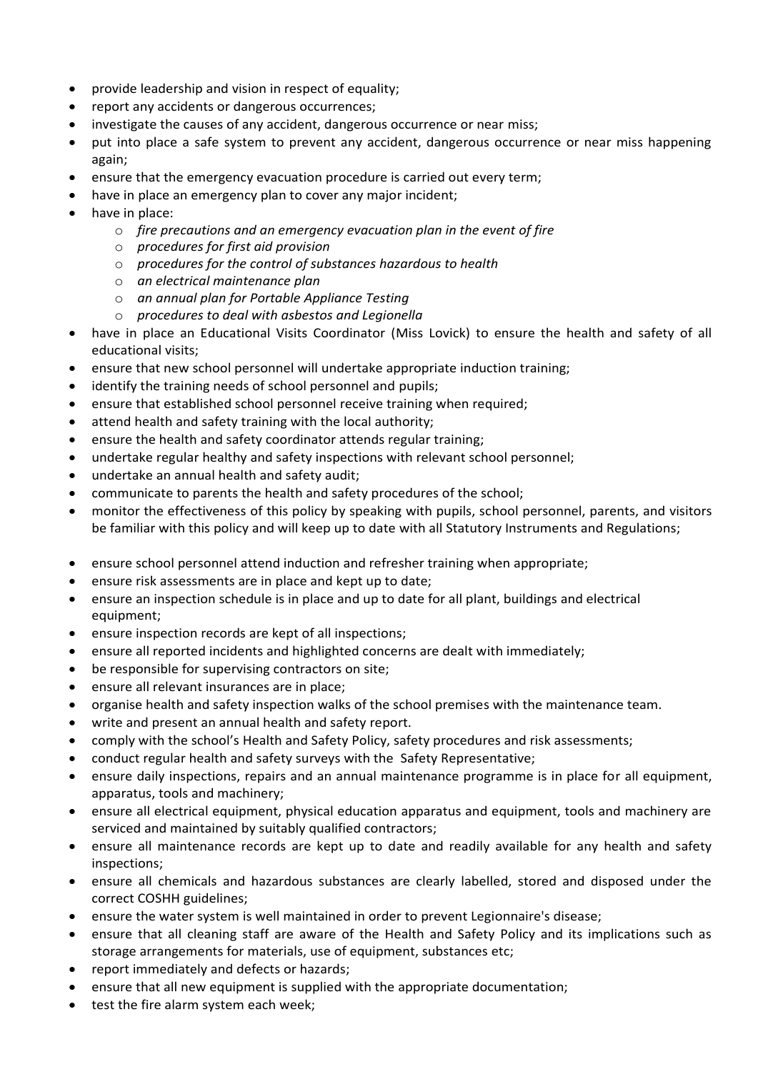- provide leadership and vision in respect of equality;
- report any accidents or dangerous occurrences;
- investigate the causes of any accident, dangerous occurrence or near miss;
- put into place a safe system to prevent any accident, dangerous occurrence or near miss happening again;
- ensure that the emergency evacuation procedure is carried out every term;
- have in place an emergency plan to cover any major incident;
- have in place:
    - *fire precautions and an emergency evacuation plan in the event of fire*
    - *procedures for first aid provision*
    - *procedures for the control of substances hazardous to health*
    - *an electrical maintenance plan*
    - *an annual plan for Portable Appliance Testing*
    - *procedures to deal with asbestos and Legionella*
- have in place an Educational Visits Coordinator (Miss Lovick) to ensure the health and safety of all educational visits;
- ensure that new school personnel will undertake appropriate induction training;
- identify the training needs of school personnel and pupils;
- ensure that established school personnel receive training when required;
- attend health and safety training with the local authority;
- ensure the health and safety coordinator attends regular training;
- undertake regular healthy and safety inspections with relevant school personnel;
- undertake an annual health and safety audit;
- communicate to parents the health and safety procedures of the school;
- monitor the effectiveness of this policy by speaking with pupils, school personnel, parents, and visitors be familiar with this policy and will keep up to date with all Statutory Instruments and Regulations;

- ensure school personnel attend induction and refresher training when appropriate;
- ensure risk assessments are in place and kept up to date;
- ensure an inspection schedule is in place and up to date for all plant, buildings and electrical equipment;
- ensure inspection records are kept of all inspections;
- ensure all reported incidents and highlighted concerns are dealt with immediately;
- be responsible for supervising contractors on site;
- ensure all relevant insurances are in place;
- organise health and safety inspection walks of the school premises with the maintenance team.
- write and present an annual health and safety report.
- comply with the school's Health and Safety Policy, safety procedures and risk assessments;
- conduct regular health and safety surveys with the Safety Representative;
- ensure daily inspections, repairs and an annual maintenance programme is in place for all equipment, apparatus, tools and machinery;
- ensure all electrical equipment, physical education apparatus and equipment, tools and machinery are serviced and maintained by suitably qualified contractors;
- ensure all maintenance records are kept up to date and readily available for any health and safety inspections;
- ensure all chemicals and hazardous substances are clearly labelled, stored and disposed under the correct COSHH guidelines;
- ensure the water system is well maintained in order to prevent Legionnaire's disease;
- ensure that all cleaning staff are aware of the Health and Safety Policy and its implications such as storage arrangements for materials, use of equipment, substances etc;
- report immediately and defects or hazards;
- ensure that all new equipment is supplied with the appropriate documentation;
- test the fire alarm system each week;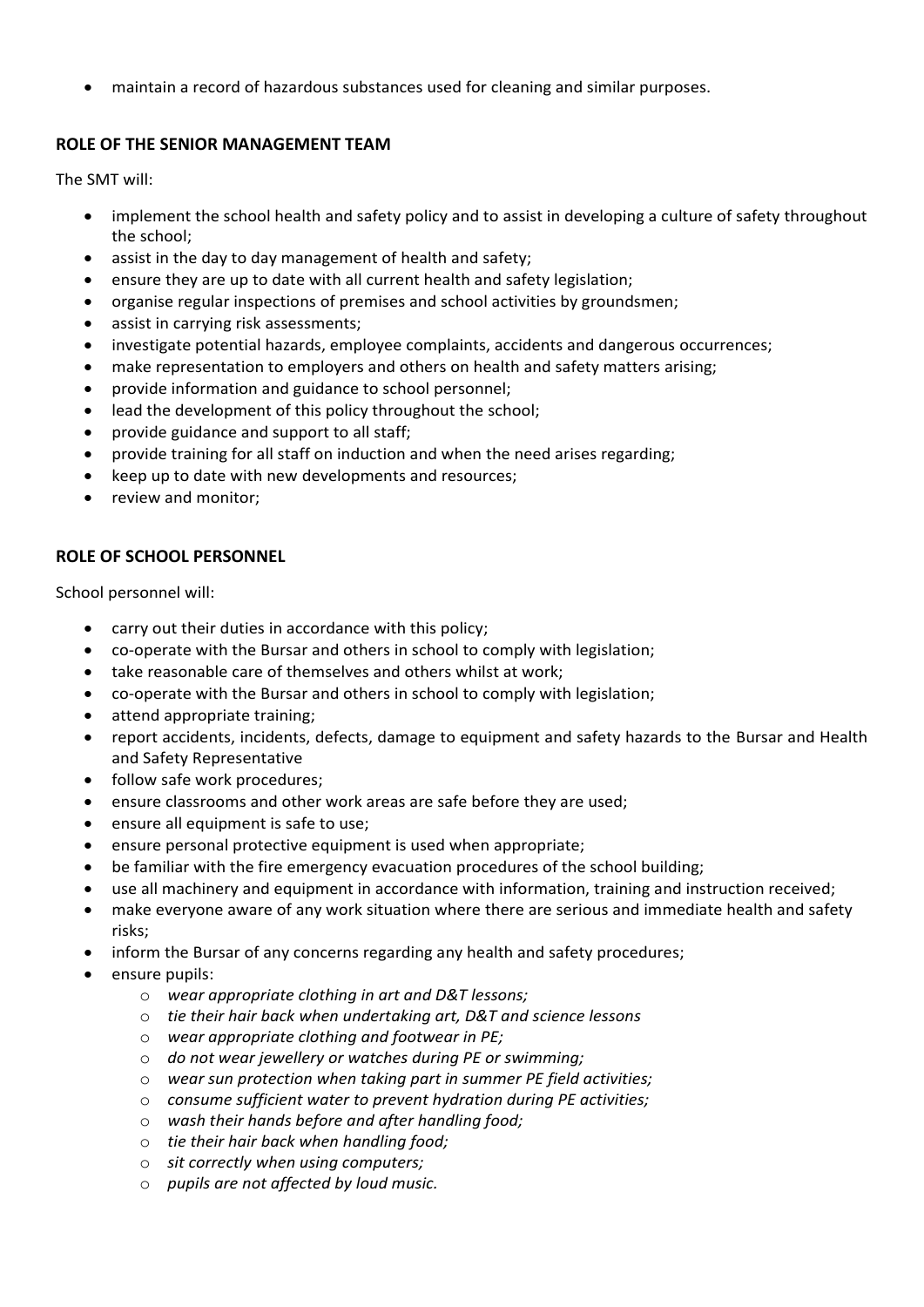- maintain a record of hazardous substances used for cleaning and similar purposes.

**ROLE OF THE SENIOR MANAGEMENT TEAM**

The SMT will:

- implement the school health and safety policy and to assist in developing a culture of safety throughout the school;
- assist in the day to day management of health and safety;
- ensure they are up to date with all current health and safety legislation;
- organise regular inspections of premises and school activities by groundsmen;
- assist in carrying risk assessments;
- investigate potential hazards, employee complaints, accidents and dangerous occurrences;
- make representation to employers and others on health and safety matters arising;
- provide information and guidance to school personnel;
- lead the development of this policy throughout the school;
- provide guidance and support to all staff;
- provide training for all staff on induction and when the need arises regarding;
- keep up to date with new developments and resources;
- review and monitor;

**ROLE OF SCHOOL PERSONNEL**

School personnel will:

- carry out their duties in accordance with this policy;
- co-operate with the Bursar and others in school to comply with legislation;
- take reasonable care of themselves and others whilst at work;
- co-operate with the Bursar and others in school to comply with legislation;
- attend appropriate training;
- report accidents, incidents, defects, damage to equipment and safety hazards to the Bursar and Health and Safety Representative
- follow safe work procedures;
- ensure classrooms and other work areas are safe before they are used;
- ensure all equipment is safe to use;
- ensure personal protective equipment is used when appropriate;
- be familiar with the fire emergency evacuation procedures of the school building;
- use all machinery and equipment in accordance with information, training and instruction received;
- make everyone aware of any work situation where there are serious and immediate health and safety risks;
- inform the Bursar of any concerns regarding any health and safety procedures;
- ensure pupils:
    - *wear appropriate clothing in art and D&T lessons;*
    - *tie their hair back when undertaking art, D&T and science lessons*
    - *wear appropriate clothing and footwear in PE;*
    - *do not wear jewellery or watches during PE or swimming;*
    - *wear sun protection when taking part in summer PE field activities;*
    - *consume sufficient water to prevent hydration during PE activities;*
    - *wash their hands before and after handling food;*
    - *tie their hair back when handling food;*
    - *sit correctly when using computers;*
    - *pupils are not affected by loud music.*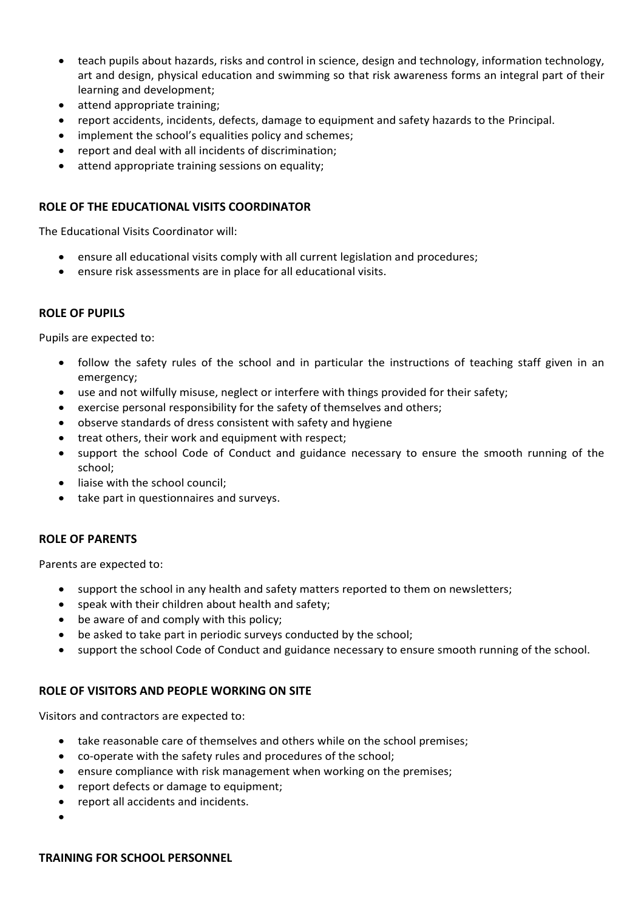- teach pupils about hazards, risks and control in science, design and technology, information technology, art and design, physical education and swimming so that risk awareness forms an integral part of their learning and development;
- attend appropriate training;
- report accidents, incidents, defects, damage to equipment and safety hazards to the Principal.
- implement the school's equalities policy and schemes;
- report and deal with all incidents of discrimination;
- attend appropriate training sessions on equality;

**ROLE OF THE EDUCATIONAL VISITS COORDINATOR**

The Educational Visits Coordinator will:

- ensure all educational visits comply with all current legislation and procedures;
- ensure risk assessments are in place for all educational visits.

**ROLE OF PUPILS**

Pupils are expected to:

- follow the safety rules of the school and in particular the instructions of teaching staff given in an emergency;
- use and not wilfully misuse, neglect or interfere with things provided for their safety;
- exercise personal responsibility for the safety of themselves and others;
- observe standards of dress consistent with safety and hygiene
- treat others, their work and equipment with respect;
- support the school Code of Conduct and guidance necessary to ensure the smooth running of the school;
- liaise with the school council;
- take part in questionnaires and surveys.

**ROLE OF PARENTS**

Parents are expected to:

- support the school in any health and safety matters reported to them on newsletters;
- speak with their children about health and safety;
- be aware of and comply with this policy;
- be asked to take part in periodic surveys conducted by the school;
- support the school Code of Conduct and guidance necessary to ensure smooth running of the school.

**ROLE OF VISITORS AND PEOPLE WORKING ON SITE**

Visitors and contractors are expected to:

- take reasonable care of themselves and others while on the school premises;
- co-operate with the safety rules and procedures of the school;
- ensure compliance with risk management when working on the premises;
- report defects or damage to equipment;
- report all accidents and incidents.

**TRAINING FOR SCHOOL PERSONNEL**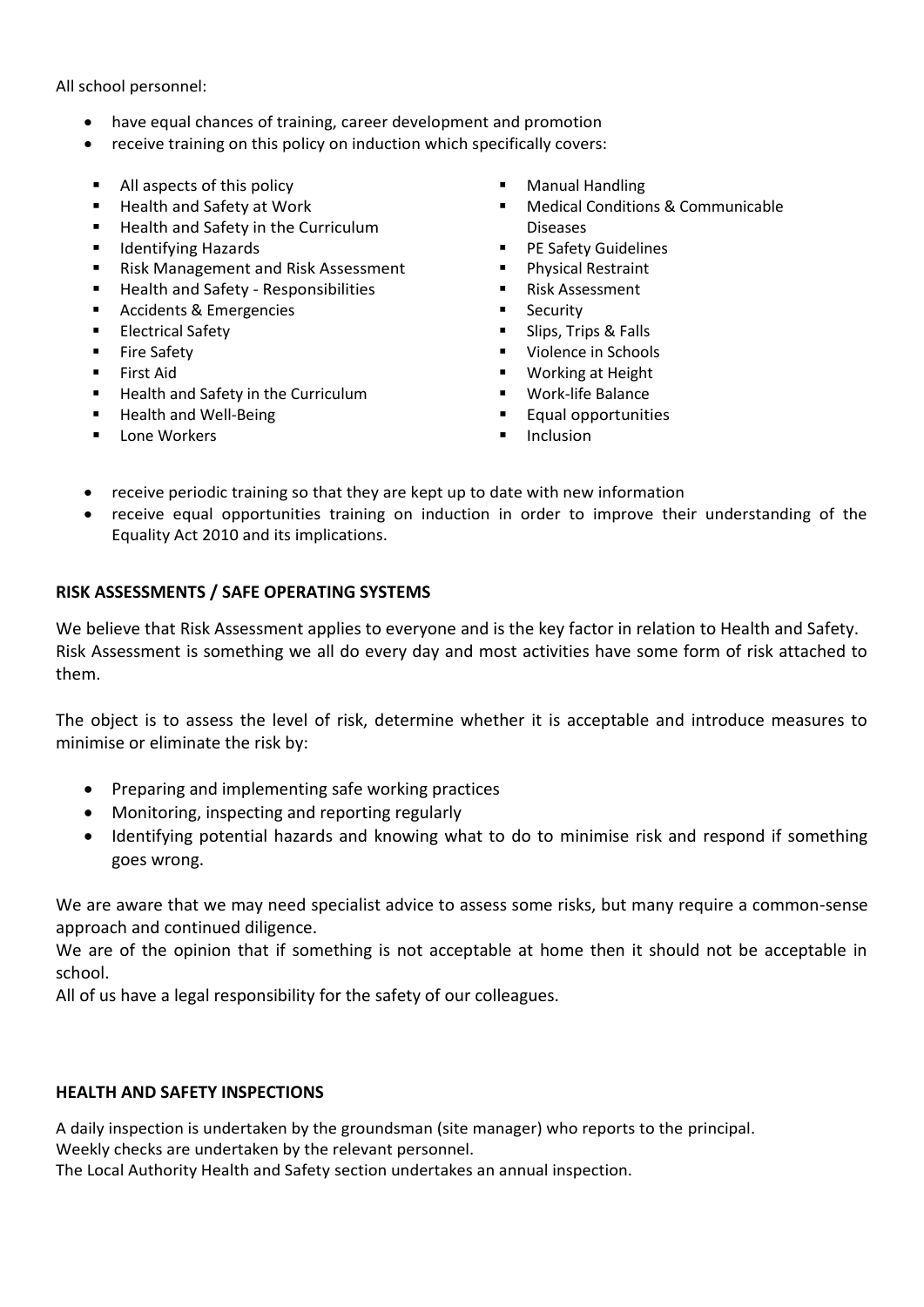All school personnel:

- have equal chances of training, career development and promotion
- receive training on this policy on induction which specifically covers:
  - All aspects of this policy
  - Health and Safety at Work
  - Health and Safety in the Curriculum
  - Identifying Hazards
  - Risk Management and Risk Assessment
  - Health and Safety - Responsibilities
  - Accidents & Emergencies
  - Electrical Safety
  - Fire Safety
  - First Aid
  - Health and Safety in the Curriculum
  - Health and Well-Being
  - Lone Workers
  - Manual Handling
  - Medical Conditions & Communicable Diseases
  - PE Safety Guidelines
  - Physical Restraint
  - Risk Assessment
  - Security
  - Slips, Trips & Falls
  - Violence in Schools
  - Working at Height
  - Work-life Balance
  - Equal opportunities
  - Inclusion
- receive periodic training so that they are kept up to date with new information
- receive equal opportunities training on induction in order to improve their understanding of the Equality Act 2010 and its implications.

**RISK ASSESSMENTS / SAFE OPERATING SYSTEMS**

We believe that Risk Assessment applies to everyone and is the key factor in relation to Health and Safety. Risk Assessment is something we all do every day and most activities have some form of risk attached to them.

The object is to assess the level of risk, determine whether it is acceptable and introduce measures to minimise or eliminate the risk by:

- Preparing and implementing safe working practices
- Monitoring, inspecting and reporting regularly
- Identifying potential hazards and knowing what to do to minimise risk and respond if something goes wrong.

We are aware that we may need specialist advice to assess some risks, but many require a common-sense approach and continued diligence.
We are of the opinion that if something is not acceptable at home then it should not be acceptable in school.
All of us have a legal responsibility for the safety of our colleagues.

**HEALTH AND SAFETY INSPECTIONS**

A daily inspection is undertaken by the groundsman (site manager) who reports to the principal.
Weekly checks are undertaken by the relevant personnel.
The Local Authority Health and Safety section undertakes an annual inspection.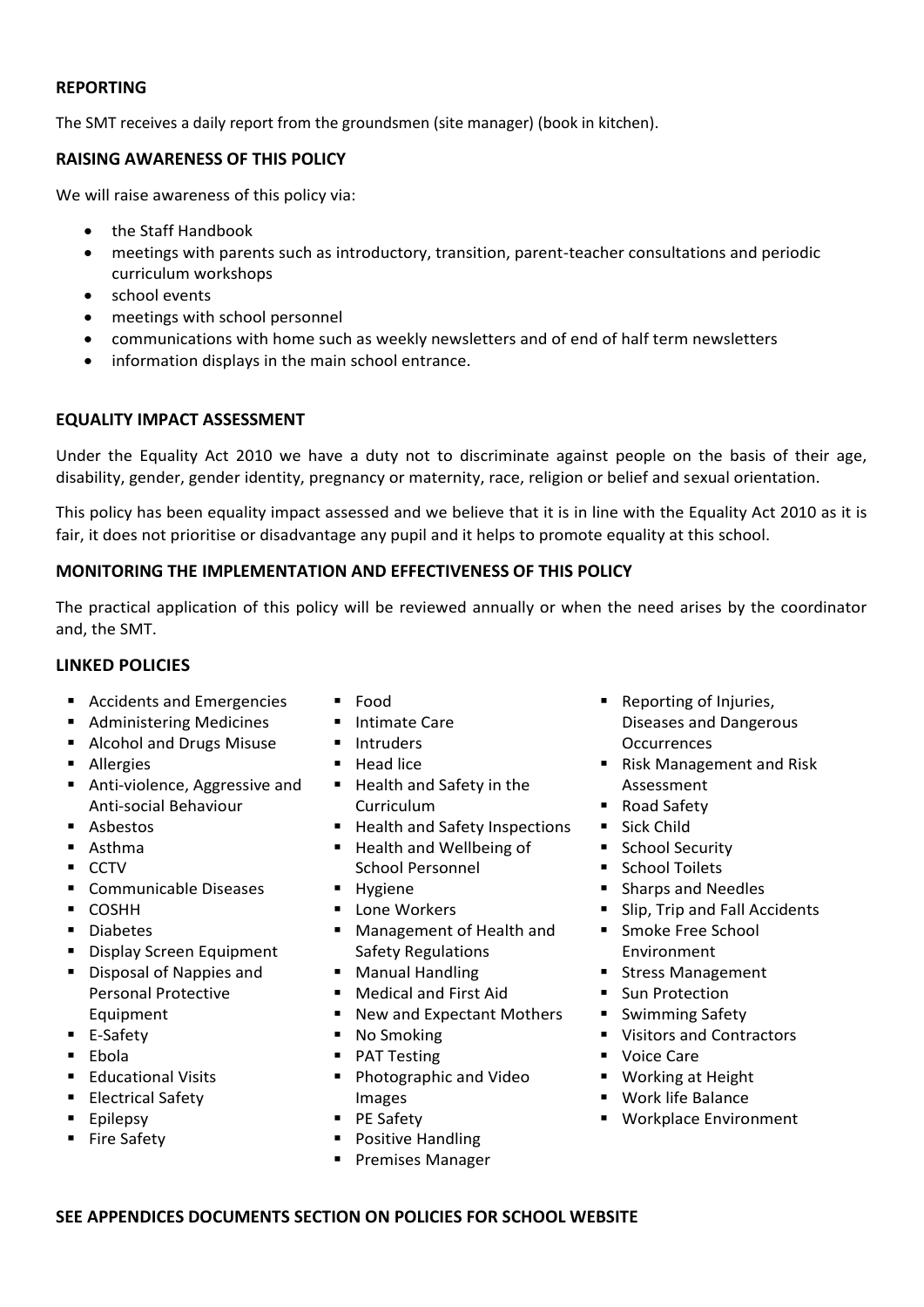## REPORTING

The SMT receives a daily report from the groundsmen (site manager) (book in kitchen).

## RAISING AWARENESS OF THIS POLICY

We will raise awareness of this policy via:

- the Staff Handbook
- meetings with parents such as introductory, transition, parent-teacher consultations and periodic curriculum workshops
- school events
- meetings with school personnel
- communications with home such as weekly newsletters and of end of half term newsletters
- information displays in the main school entrance.

## EQUALITY IMPACT ASSESSMENT

Under the Equality Act 2010 we have a duty not to discriminate against people on the basis of their age, disability, gender, gender identity, pregnancy or maternity, race, religion or belief and sexual orientation.

This policy has been equality impact assessed and we believe that it is in line with the Equality Act 2010 as it is fair, it does not prioritise or disadvantage any pupil and it helps to promote equality at this school.

## MONITORING THE IMPLEMENTATION AND EFFECTIVENESS OF THIS POLICY

The practical application of this policy will be reviewed annually or when the need arises by the coordinator and, the SMT.

## LINKED POLICIES

- Accidents and Emergencies
- Administering Medicines
- Alcohol and Drugs Misuse
- Allergies
- Anti-violence, Aggressive and Anti-social Behaviour
- Asbestos
- Asthma
- CCTV
- Communicable Diseases
- COSHH
- Diabetes
- Display Screen Equipment
- Disposal of Nappies and Personal Protective Equipment
- E-Safety
- Ebola
- Educational Visits
- Electrical Safety
- Epilepsy
- Fire Safety
- Food
- Intimate Care
- Intruders
- Head lice
- Health and Safety in the Curriculum
- Health and Safety Inspections
- Health and Wellbeing of School Personnel
- Hygiene
- Lone Workers
- Management of Health and Safety Regulations
- Manual Handling
- Medical and First Aid
- New and Expectant Mothers
- No Smoking
- PAT Testing
- Photographic and Video Images
- PE Safety
- Positive Handling
- Premises Manager
- Reporting of Injuries, Diseases and Dangerous Occurrences
- Risk Management and Risk Assessment
- Road Safety
- Sick Child
- School Security
- School Toilets
- Sharps and Needles
- Slip, Trip and Fall Accidents
- Smoke Free School Environment
- Stress Management
- Sun Protection
- Swimming Safety
- Visitors and Contractors
- Voice Care
- Working at Height
- Work life Balance
- Workplace Environment

**SEE APPENDICES DOCUMENTS SECTION ON POLICIES FOR SCHOOL WEBSITE**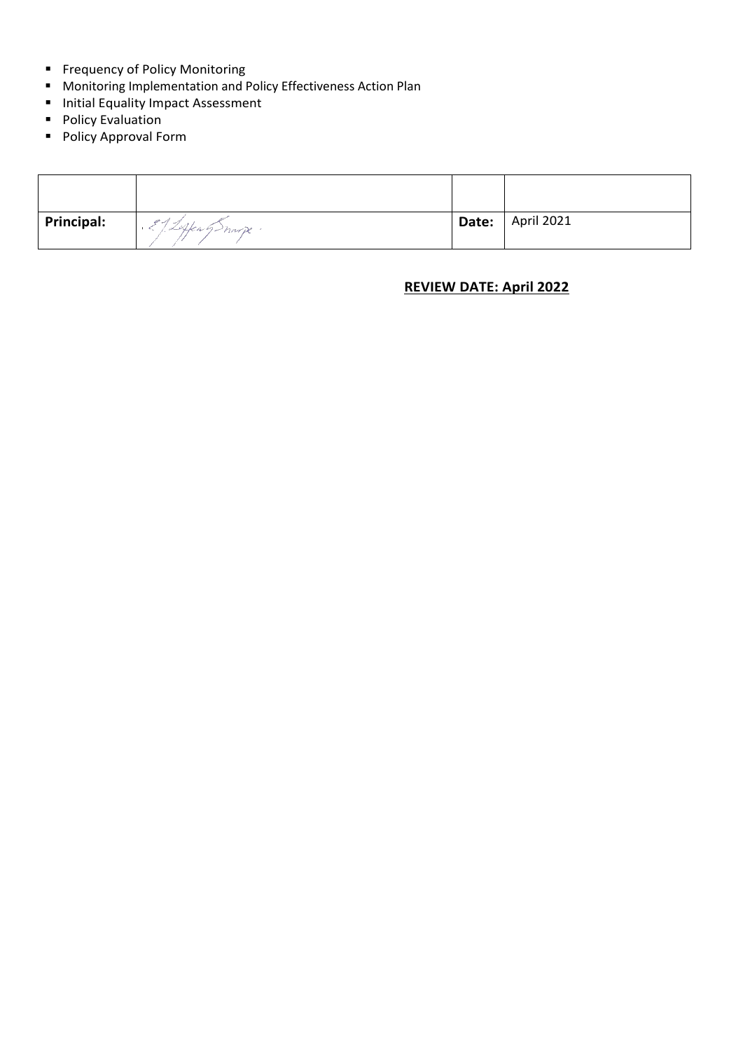- Frequency of Policy Monitoring
- Monitoring Implementation and Policy Effectiveness Action Plan
- Initial Equality Impact Assessment
- Policy Evaluation
- Policy Approval Form

| | | | |
|---|---|---|---|
| | | | |
| **Principal:** | E J Lytton Sharpe | **Date:** | April 2021 |

**REVIEW DATE: April 2022**